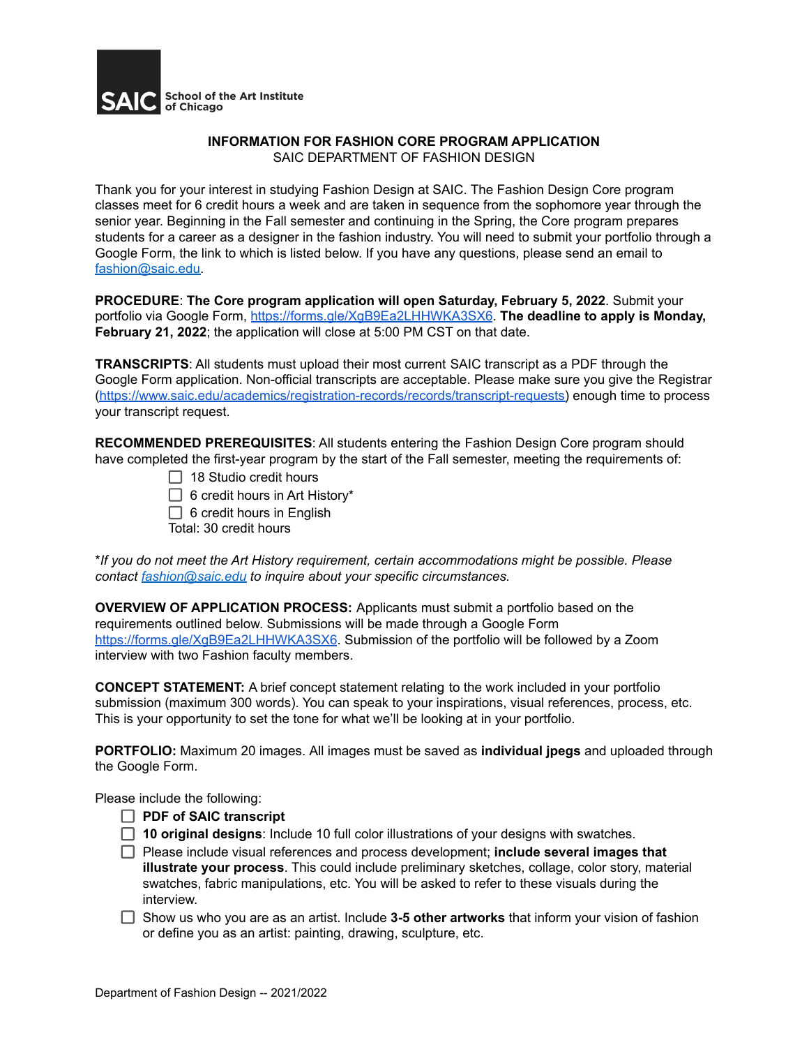SAIC School of the Art Institute of Chicago

# INFORMATION FOR FASHION CORE PROGRAM APPLICATION

## SAIC DEPARTMENT OF FASHION DESIGN

Thank you for your interest in studying Fashion Design at SAIC. The Fashion Design Core program classes meet for 6 credit hours a week and are taken in sequence from the sophomore year through the senior year. Beginning in the Fall semester and continuing in the Spring, the Core program prepares students for a career as a designer in the fashion industry. You will need to submit your portfolio through a Google Form, the link to which is listed below. If you have any questions, please send an email to fashion@saic.edu.

**PROCEDURE**: **The Core program application will open Saturday, February 5, 2022**. Submit your portfolio via Google Form, https://forms.gle/XgB9Ea2LHHWKA3SX6. **The deadline to apply is Monday, February 21, 2022**; the application will close at 5:00 PM CST on that date.

**TRANSCRIPTS**: All students must upload their most current SAIC transcript as a PDF through the Google Form application. Non-official transcripts are acceptable. Please make sure you give the Registrar (https://www.saic.edu/academics/registration-records/records/transcript-requests) enough time to process your transcript request.

**RECOMMENDED PREREQUISITES**: All students entering the Fashion Design Core program should have completed the first-year program by the start of the Fall semester, meeting the requirements of:

- [ ] 18 Studio credit hours
- [ ] 6 credit hours in Art History*
- [ ] 6 credit hours in English

Total: 30 credit hours

*\*If you do not meet the Art History requirement, certain accommodations might be possible. Please contact fashion@saic.edu to inquire about your specific circumstances.*

**OVERVIEW OF APPLICATION PROCESS:** Applicants must submit a portfolio based on the requirements outlined below. Submissions will be made through a Google Form https://forms.gle/XgB9Ea2LHHWKA3SX6. Submission of the portfolio will be followed by a Zoom interview with two Fashion faculty members.

**CONCEPT STATEMENT:** A brief concept statement relating to the work included in your portfolio submission (maximum 300 words). You can speak to your inspirations, visual references, process, etc. This is your opportunity to set the tone for what we'll be looking at in your portfolio.

**PORTFOLIO:** Maximum 20 images. All images must be saved as **individual jpegs** and uploaded through the Google Form.

Please include the following:

- [ ] **PDF of SAIC transcript**
- [ ] **10 original designs**: Include 10 full color illustrations of your designs with swatches.
- [ ] Please include visual references and process development; **include several images that illustrate your process**. This could include preliminary sketches, collage, color story, material swatches, fabric manipulations, etc. You will be asked to refer to these visuals during the interview.
- [ ] Show us who you are as an artist. Include **3-5 other artworks** that inform your vision of fashion or define you as an artist: painting, drawing, sculpture, etc.

Department of Fashion Design -- 2021/2022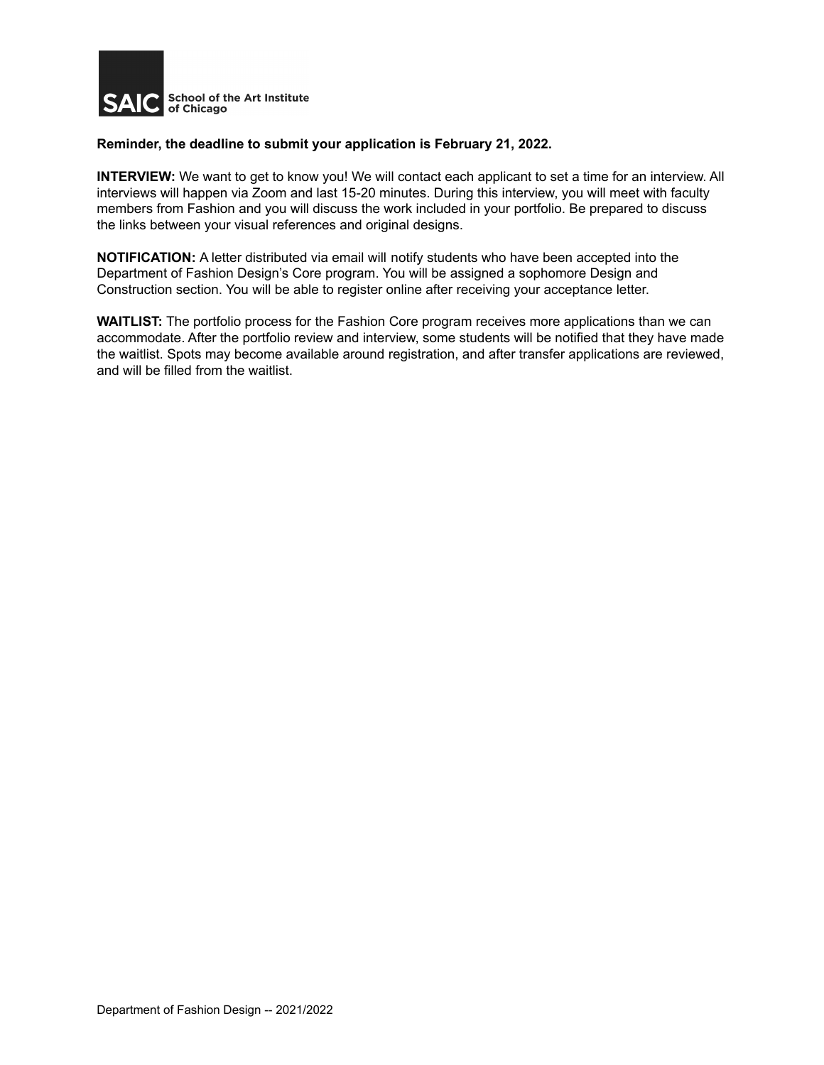**Reminder, the deadline to submit your application is February 21, 2022.**

**INTERVIEW:** We want to get to know you! We will contact each applicant to set a time for an interview. All interviews will happen via Zoom and last 15-20 minutes. During this interview, you will meet with faculty members from Fashion and you will discuss the work included in your portfolio. Be prepared to discuss the links between your visual references and original designs.

**NOTIFICATION:** A letter distributed via email will notify students who have been accepted into the Department of Fashion Design's Core program. You will be assigned a sophomore Design and Construction section. You will be able to register online after receiving your acceptance letter.

**WAITLIST:** The portfolio process for the Fashion Core program receives more applications than we can accommodate. After the portfolio review and interview, some students will be notified that they have made the waitlist. Spots may become available around registration, and after transfer applications are reviewed, and will be filled from the waitlist.